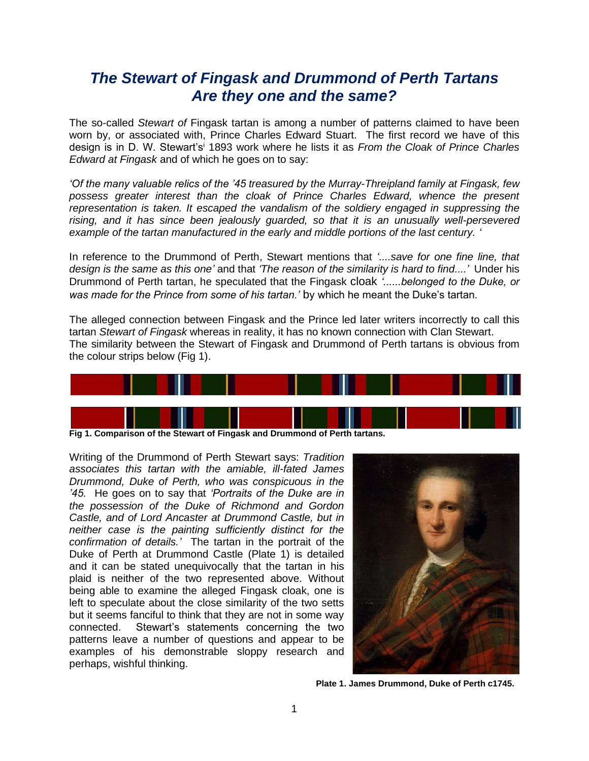# *The Stewart of Fingask and Drummond of Perth Tartans*
# *Are they one and the same?*

The so-called *Stewart of* Fingask tartan is among a number of patterns claimed to have been worn by, or associated with, Prince Charles Edward Stuart. The first record we have of this design is in D. W. Stewart's[i] 1893 work where he lists it as *From the Cloak of Prince Charles Edward at Fingask* and of which he goes on to say:

*'Of the many valuable relics of the '45 treasured by the Murray-Threipland family at Fingask, few possess greater interest than the cloak of Prince Charles Edward, whence the present representation is taken. It escaped the vandalism of the soldiery engaged in suppressing the rising, and it has since been jealously guarded, so that it is an unusually well-persevered example of the tartan manufactured in the early and middle portions of the last century. '*

In reference to the Drummond of Perth, Stewart mentions that *'....save for one fine line, that design is the same as this one'* and that *'The reason of the similarity is hard to find....'* Under his Drummond of Perth tartan, he speculated that the Fingask cloak *'......belonged to the Duke, or was made for the Prince from some of his tartan.'* by which he meant the Duke's tartan.

The alleged connection between Fingask and the Prince led later writers incorrectly to call this tartan *Stewart of Fingask* whereas in reality, it has no known connection with Clan Stewart. The similarity between the Stewart of Fingask and Drummond of Perth tartans is obvious from the colour strips below (Fig 1).

**Fig 1. Comparison of the Stewart of Fingask and Drummond of Perth tartans.**

Writing of the Drummond of Perth Stewart says: *Tradition associates this tartan with the amiable, ill-fated James Drummond, Duke of Perth, who was conspicuous in the '45.* He goes on to say that *'Portraits of the Duke are in the possession of the Duke of Richmond and Gordon Castle, and of Lord Ancaster at Drummond Castle, but in neither case is the painting sufficiently distinct for the confirmation of details.'* The tartan in the portrait of the Duke of Perth at Drummond Castle (Plate 1) is detailed and it can be stated unequivocally that the tartan in his plaid is neither of the two represented above. Without being able to examine the alleged Fingask cloak, one is left to speculate about the close similarity of the two setts but it seems fanciful to think that they are not in some way connected. Stewart's statements concerning the two patterns leave a number of questions and appear to be examples of his demonstrable sloppy research and perhaps, wishful thinking.

**Plate 1. James Drummond, Duke of Perth c1745.**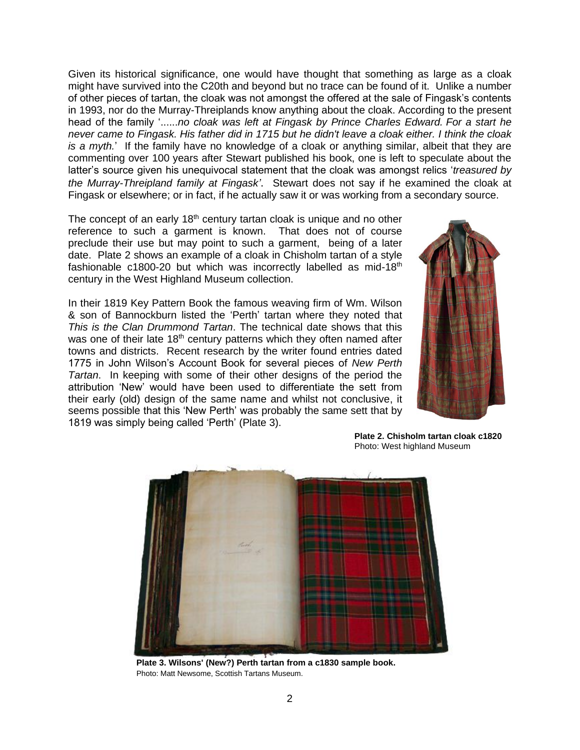Given its historical significance, one would have thought that something as large as a cloak might have survived into the C20th and beyond but no trace can be found of it. Unlike a number of other pieces of tartan, the cloak was not amongst the offered at the sale of Fingask's contents in 1993, nor do the Murray-Threiplands know anything about the cloak. According to the present head of the family '......*no cloak was left at Fingask by Prince Charles Edward. For a start he never came to Fingask. His father did in 1715 but he didn't leave a cloak either. I think the cloak is a myth.*' If the family have no knowledge of a cloak or anything similar, albeit that they are commenting over 100 years after Stewart published his book, one is left to speculate about the latter's source given his unequivocal statement that the cloak was amongst relics '*treasured by the Murray-Threipland family at Fingask'*. Stewart does not say if he examined the cloak at Fingask or elsewhere; or in fact, if he actually saw it or was working from a secondary source.

The concept of an early 18th century tartan cloak is unique and no other reference to such a garment is known. That does not of course preclude their use but may point to such a garment, being of a later date. Plate 2 shows an example of a cloak in Chisholm tartan of a style fashionable c1800-20 but which was incorrectly labelled as mid-18th century in the West Highland Museum collection.

In their 1819 Key Pattern Book the famous weaving firm of Wm. Wilson & son of Bannockburn listed the 'Perth' tartan where they noted that *This is the Clan Drummond Tartan*. The technical date shows that this was one of their late 18th century patterns which they often named after towns and districts. Recent research by the writer found entries dated 1775 in John Wilson's Account Book for several pieces of *New Perth Tartan*. In keeping with some of their other designs of the period the attribution 'New' would have been used to differentiate the sett from their early (old) design of the same name and whilst not conclusive, it seems possible that this 'New Perth' was probably the same sett that by 1819 was simply being called 'Perth' (Plate 3).

**Plate 2. Chisholm tartan cloak c1820**
Photo: West highland Museum

**Plate 3. Wilsons' (New?) Perth tartan from a c1830 sample book.**
Photo: Matt Newsome, Scottish Tartans Museum.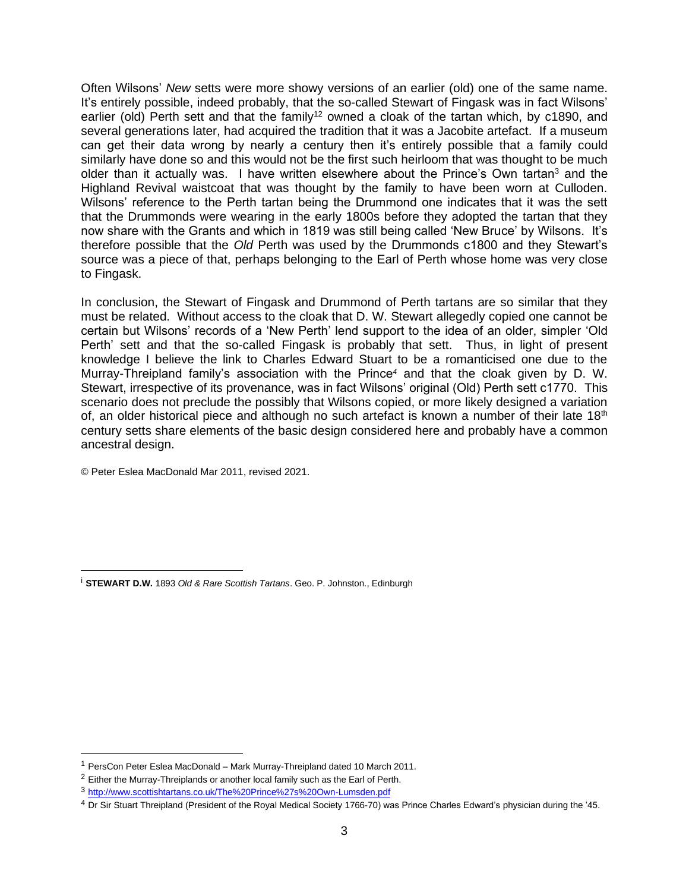Often Wilsons' *New* setts were more showy versions of an earlier (old) one of the same name. It's entirely possible, indeed probably, that the so-called Stewart of Fingask was in fact Wilsons' earlier (old) Perth sett and that the family[12] owned a cloak of the tartan which, by c1890, and several generations later, had acquired the tradition that it was a Jacobite artefact. If a museum can get their data wrong by nearly a century then it's entirely possible that a family could similarly have done so and this would not be the first such heirloom that was thought to be much older than it actually was. I have written elsewhere about the Prince's Own tartan[3] and the Highland Revival waistcoat that was thought by the family to have been worn at Culloden. Wilsons' reference to the Perth tartan being the Drummond one indicates that it was the sett that the Drummonds were wearing in the early 1800s before they adopted the tartan that they now share with the Grants and which in 1819 was still being called 'New Bruce' by Wilsons. It's therefore possible that the *Old* Perth was used by the Drummonds c1800 and they Stewart's source was a piece of that, perhaps belonging to the Earl of Perth whose home was very close to Fingask.

In conclusion, the Stewart of Fingask and Drummond of Perth tartans are so similar that they must be related. Without access to the cloak that D. W. Stewart allegedly copied one cannot be certain but Wilsons' records of a 'New Perth' lend support to the idea of an older, simpler 'Old Perth' sett and that the so-called Fingask is probably that sett. Thus, in light of present knowledge I believe the link to Charles Edward Stuart to be a romanticised one due to the Murray-Threipland family's association with the Prince[4] and that the cloak given by D. W. Stewart, irrespective of its provenance, was in fact Wilsons' original (Old) Perth sett c1770. This scenario does not preclude the possibly that Wilsons copied, or more likely designed a variation of, an older historical piece and although no such artefact is known a number of their late 18th century setts share elements of the basic design considered here and probably have a common ancestral design.

© Peter Eslea MacDonald Mar 2011, revised 2021.

---

[i] **STEWART D.W.** 1893 *Old & Rare Scottish Tartans*. Geo. P. Johnston., Edinburgh

---

[1] PersCon Peter Eslea MacDonald – Mark Murray-Threipland dated 10 March 2011.

[2] Either the Murray-Threiplands or another local family such as the Earl of Perth.

[3] http://www.scottishtartans.co.uk/The%20Prince%27s%20Own-Lumsden.pdf

[4] Dr Sir Stuart Threipland (President of the Royal Medical Society 1766-70) was Prince Charles Edward's physician during the '45.